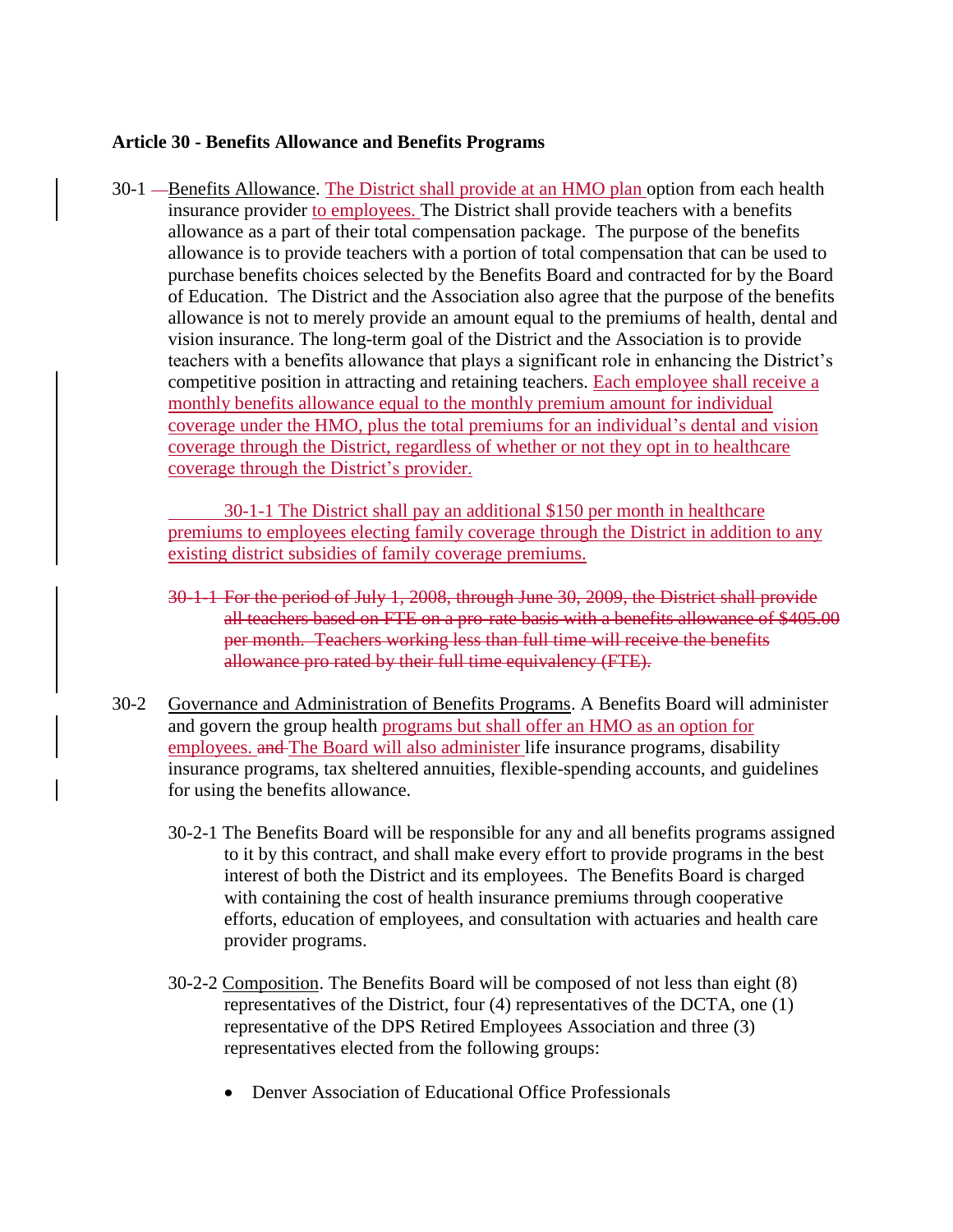**Article 30 - Benefits Allowance and Benefits Programs**

30-1 Benefits Allowance. The District shall provide at an HMO plan option from each health insurance provider to employees. The District shall provide teachers with a benefits allowance as a part of their total compensation package. The purpose of the benefits allowance is to provide teachers with a portion of total compensation that can be used to purchase benefits choices selected by the Benefits Board and contracted for by the Board of Education. The District and the Association also agree that the purpose of the benefits allowance is not to merely provide an amount equal to the premiums of health, dental and vision insurance. The long-term goal of the District and the Association is to provide teachers with a benefits allowance that plays a significant role in enhancing the District's competitive position in attracting and retaining teachers. Each employee shall receive a monthly benefits allowance equal to the monthly premium amount for individual coverage under the HMO, plus the total premiums for an individual's dental and vision coverage through the District, regardless of whether or not they opt in to healthcare coverage through the District's provider.

30-1-1 The District shall pay an additional $150 per month in healthcare premiums to employees electing family coverage through the District in addition to any existing district subsidies of family coverage premiums.

~~30-1-1 For the period of July 1, 2008, through June 30, 2009, the District shall provide all teachers based on FTE on a pro-rate basis with a benefits allowance of $405.00 per month. Teachers working less than full time will receive the benefits allowance pro rated by their full time equivalency (FTE).~~

30-2 Governance and Administration of Benefits Programs. A Benefits Board will administer and govern the group health programs but shall offer an HMO as an option for employees. ~~and~~ The Board will also administer life insurance programs, disability insurance programs, tax sheltered annuities, flexible-spending accounts, and guidelines for using the benefits allowance.

30-2-1 The Benefits Board will be responsible for any and all benefits programs assigned to it by this contract, and shall make every effort to provide programs in the best interest of both the District and its employees. The Benefits Board is charged with containing the cost of health insurance premiums through cooperative efforts, education of employees, and consultation with actuaries and health care provider programs.

30-2-2 Composition. The Benefits Board will be composed of not less than eight (8) representatives of the District, four (4) representatives of the DCTA, one (1) representative of the DPS Retired Employees Association and three (3) representatives elected from the following groups:

- Denver Association of Educational Office Professionals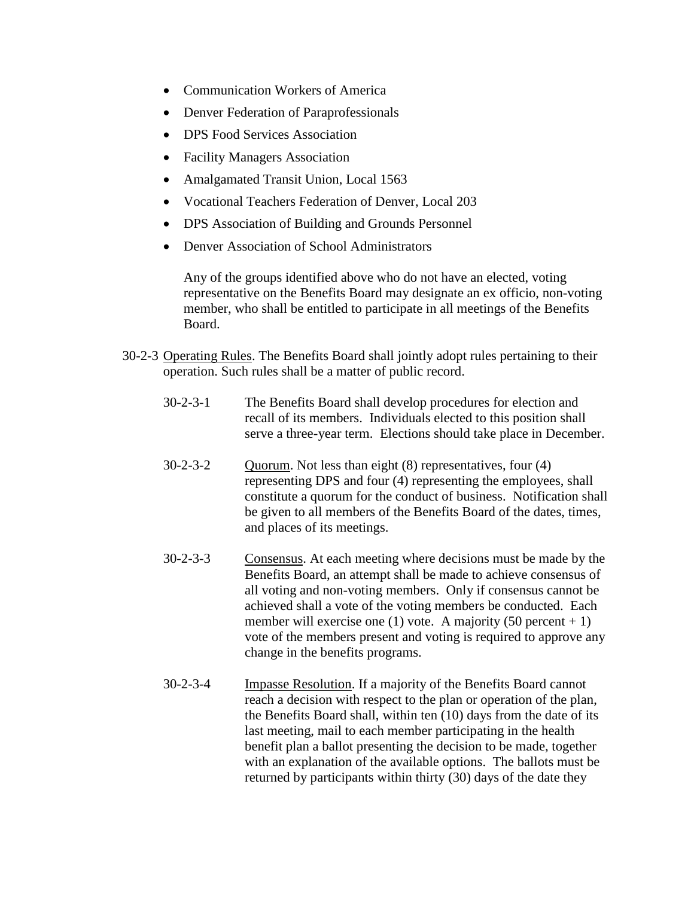- Communication Workers of America
- Denver Federation of Paraprofessionals
- DPS Food Services Association
- Facility Managers Association
- Amalgamated Transit Union, Local 1563
- Vocational Teachers Federation of Denver, Local 203
- DPS Association of Building and Grounds Personnel
- Denver Association of School Administrators

  Any of the groups identified above who do not have an elected, voting representative on the Benefits Board may designate an ex officio, non-voting member, who shall be entitled to participate in all meetings of the Benefits Board.

30-2-3 Operating Rules. The Benefits Board shall jointly adopt rules pertaining to their operation. Such rules shall be a matter of public record.

30-2-3-1 The Benefits Board shall develop procedures for election and recall of its members. Individuals elected to this position shall serve a three-year term. Elections should take place in December.

30-2-3-2 Quorum. Not less than eight (8) representatives, four (4) representing DPS and four (4) representing the employees, shall constitute a quorum for the conduct of business. Notification shall be given to all members of the Benefits Board of the dates, times, and places of its meetings.

30-2-3-3 Consensus. At each meeting where decisions must be made by the Benefits Board, an attempt shall be made to achieve consensus of all voting and non-voting members. Only if consensus cannot be achieved shall a vote of the voting members be conducted. Each member will exercise one (1) vote. A majority (50 percent + 1) vote of the members present and voting is required to approve any change in the benefits programs.

30-2-3-4 Impasse Resolution. If a majority of the Benefits Board cannot reach a decision with respect to the plan or operation of the plan, the Benefits Board shall, within ten (10) days from the date of its last meeting, mail to each member participating in the health benefit plan a ballot presenting the decision to be made, together with an explanation of the available options. The ballots must be returned by participants within thirty (30) days of the date they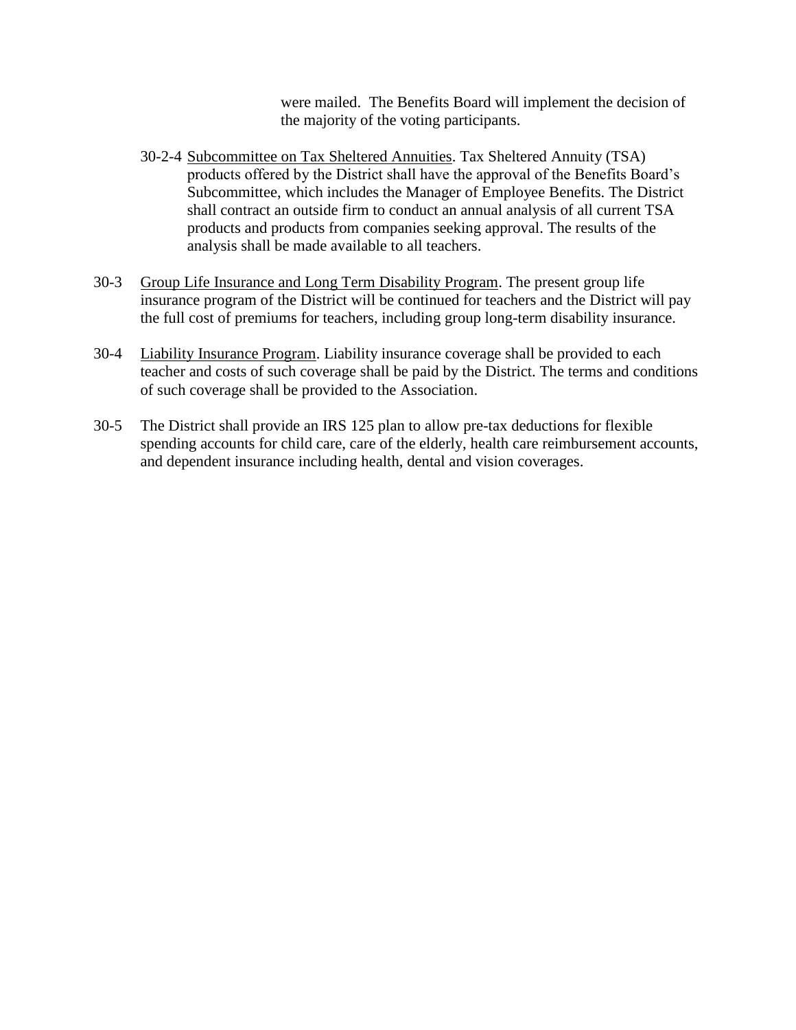were mailed. The Benefits Board will implement the decision of the majority of the voting participants.

30-2-4 Subcommittee on Tax Sheltered Annuities. Tax Sheltered Annuity (TSA) products offered by the District shall have the approval of the Benefits Board's Subcommittee, which includes the Manager of Employee Benefits. The District shall contract an outside firm to conduct an annual analysis of all current TSA products and products from companies seeking approval. The results of the analysis shall be made available to all teachers.

30-3 Group Life Insurance and Long Term Disability Program. The present group life insurance program of the District will be continued for teachers and the District will pay the full cost of premiums for teachers, including group long-term disability insurance.

30-4 Liability Insurance Program. Liability insurance coverage shall be provided to each teacher and costs of such coverage shall be paid by the District. The terms and conditions of such coverage shall be provided to the Association.

30-5 The District shall provide an IRS 125 plan to allow pre-tax deductions for flexible spending accounts for child care, care of the elderly, health care reimbursement accounts, and dependent insurance including health, dental and vision coverages.